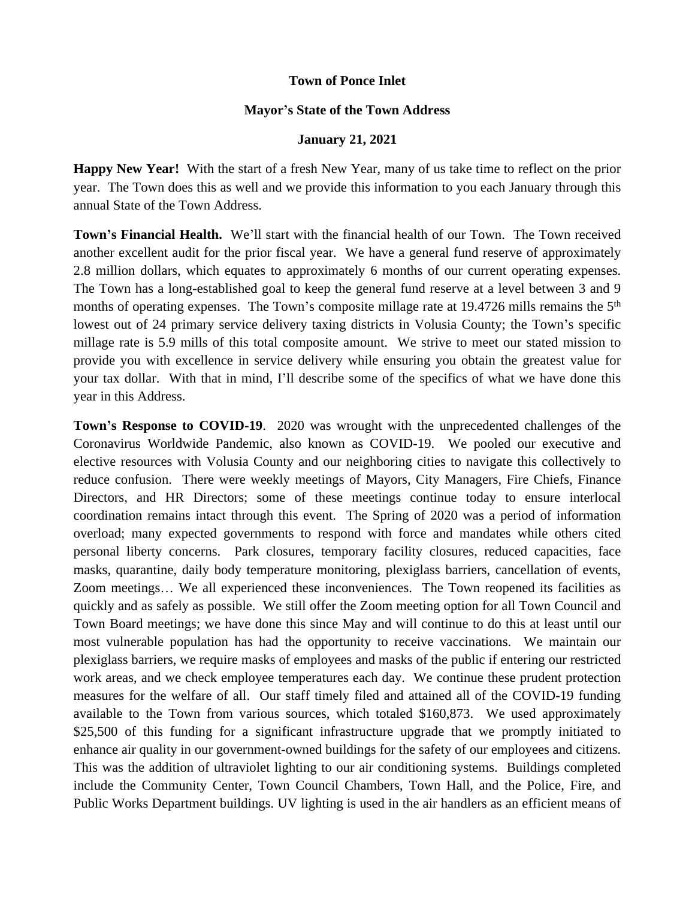# Town of Ponce Inlet

## Mayor's State of the Town Address

### January 21, 2021

**Happy New Year!** With the start of a fresh New Year, many of us take time to reflect on the prior year. The Town does this as well and we provide this information to you each January through this annual State of the Town Address.

**Town's Financial Health.** We'll start with the financial health of our Town. The Town received another excellent audit for the prior fiscal year. We have a general fund reserve of approximately 2.8 million dollars, which equates to approximately 6 months of our current operating expenses. The Town has a long-established goal to keep the general fund reserve at a level between 3 and 9 months of operating expenses. The Town's composite millage rate at 19.4726 mills remains the 5th lowest out of 24 primary service delivery taxing districts in Volusia County; the Town's specific millage rate is 5.9 mills of this total composite amount. We strive to meet our stated mission to provide you with excellence in service delivery while ensuring you obtain the greatest value for your tax dollar. With that in mind, I'll describe some of the specifics of what we have done this year in this Address.

**Town's Response to COVID-19**. 2020 was wrought with the unprecedented challenges of the Coronavirus Worldwide Pandemic, also known as COVID-19. We pooled our executive and elective resources with Volusia County and our neighboring cities to navigate this collectively to reduce confusion. There were weekly meetings of Mayors, City Managers, Fire Chiefs, Finance Directors, and HR Directors; some of these meetings continue today to ensure interlocal coordination remains intact through this event. The Spring of 2020 was a period of information overload; many expected governments to respond with force and mandates while others cited personal liberty concerns. Park closures, temporary facility closures, reduced capacities, face masks, quarantine, daily body temperature monitoring, plexiglass barriers, cancellation of events, Zoom meetings… We all experienced these inconveniences. The Town reopened its facilities as quickly and as safely as possible. We still offer the Zoom meeting option for all Town Council and Town Board meetings; we have done this since May and will continue to do this at least until our most vulnerable population has had the opportunity to receive vaccinations. We maintain our plexiglass barriers, we require masks of employees and masks of the public if entering our restricted work areas, and we check employee temperatures each day. We continue these prudent protection measures for the welfare of all. Our staff timely filed and attained all of the COVID-19 funding available to the Town from various sources, which totaled $160,873. We used approximately $25,500 of this funding for a significant infrastructure upgrade that we promptly initiated to enhance air quality in our government-owned buildings for the safety of our employees and citizens. This was the addition of ultraviolet lighting to our air conditioning systems. Buildings completed include the Community Center, Town Council Chambers, Town Hall, and the Police, Fire, and Public Works Department buildings. UV lighting is used in the air handlers as an efficient means of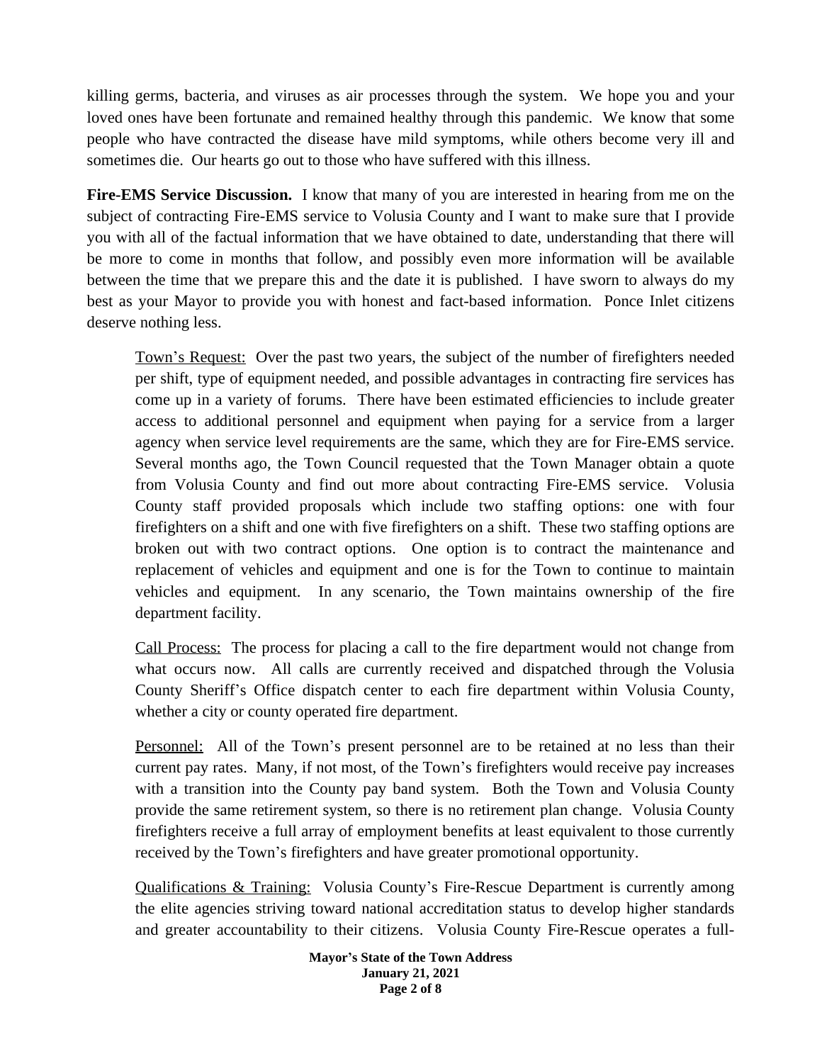killing germs, bacteria, and viruses as air processes through the system. We hope you and your loved ones have been fortunate and remained healthy through this pandemic. We know that some people who have contracted the disease have mild symptoms, while others become very ill and sometimes die. Our hearts go out to those who have suffered with this illness.

**Fire-EMS Service Discussion.** I know that many of you are interested in hearing from me on the subject of contracting Fire-EMS service to Volusia County and I want to make sure that I provide you with all of the factual information that we have obtained to date, understanding that there will be more to come in months that follow, and possibly even more information will be available between the time that we prepare this and the date it is published. I have sworn to always do my best as your Mayor to provide you with honest and fact-based information. Ponce Inlet citizens deserve nothing less.

> Town's Request: Over the past two years, the subject of the number of firefighters needed per shift, type of equipment needed, and possible advantages in contracting fire services has come up in a variety of forums. There have been estimated efficiencies to include greater access to additional personnel and equipment when paying for a service from a larger agency when service level requirements are the same, which they are for Fire-EMS service. Several months ago, the Town Council requested that the Town Manager obtain a quote from Volusia County and find out more about contracting Fire-EMS service. Volusia County staff provided proposals which include two staffing options: one with four firefighters on a shift and one with five firefighters on a shift. These two staffing options are broken out with two contract options. One option is to contract the maintenance and replacement of vehicles and equipment and one is for the Town to continue to maintain vehicles and equipment. In any scenario, the Town maintains ownership of the fire department facility.
>
> Call Process: The process for placing a call to the fire department would not change from what occurs now. All calls are currently received and dispatched through the Volusia County Sheriff's Office dispatch center to each fire department within Volusia County, whether a city or county operated fire department.
>
> Personnel: All of the Town's present personnel are to be retained at no less than their current pay rates. Many, if not most, of the Town's firefighters would receive pay increases with a transition into the County pay band system. Both the Town and Volusia County provide the same retirement system, so there is no retirement plan change. Volusia County firefighters receive a full array of employment benefits at least equivalent to those currently received by the Town's firefighters and have greater promotional opportunity.
>
> Qualifications & Training: Volusia County's Fire-Rescue Department is currently among the elite agencies striving toward national accreditation status to develop higher standards and greater accountability to their citizens. Volusia County Fire-Rescue operates a full-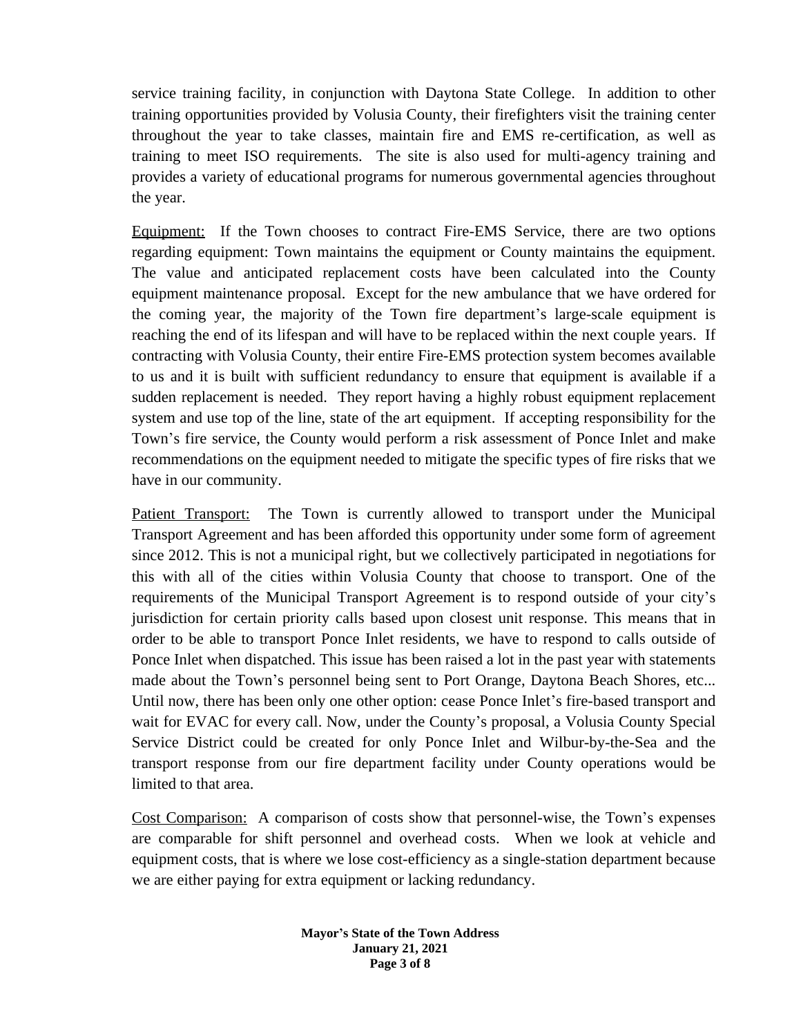service training facility, in conjunction with Daytona State College. In addition to other training opportunities provided by Volusia County, their firefighters visit the training center throughout the year to take classes, maintain fire and EMS re-certification, as well as training to meet ISO requirements. The site is also used for multi-agency training and provides a variety of educational programs for numerous governmental agencies throughout the year.

<u>Equipment:</u> If the Town chooses to contract Fire-EMS Service, there are two options regarding equipment: Town maintains the equipment or County maintains the equipment. The value and anticipated replacement costs have been calculated into the County equipment maintenance proposal. Except for the new ambulance that we have ordered for the coming year, the majority of the Town fire department's large-scale equipment is reaching the end of its lifespan and will have to be replaced within the next couple years. If contracting with Volusia County, their entire Fire-EMS protection system becomes available to us and it is built with sufficient redundancy to ensure that equipment is available if a sudden replacement is needed. They report having a highly robust equipment replacement system and use top of the line, state of the art equipment. If accepting responsibility for the Town's fire service, the County would perform a risk assessment of Ponce Inlet and make recommendations on the equipment needed to mitigate the specific types of fire risks that we have in our community.

<u>Patient Transport:</u> The Town is currently allowed to transport under the Municipal Transport Agreement and has been afforded this opportunity under some form of agreement since 2012. This is not a municipal right, but we collectively participated in negotiations for this with all of the cities within Volusia County that choose to transport. One of the requirements of the Municipal Transport Agreement is to respond outside of your city's jurisdiction for certain priority calls based upon closest unit response. This means that in order to be able to transport Ponce Inlet residents, we have to respond to calls outside of Ponce Inlet when dispatched. This issue has been raised a lot in the past year with statements made about the Town's personnel being sent to Port Orange, Daytona Beach Shores, etc... Until now, there has been only one other option: cease Ponce Inlet's fire-based transport and wait for EVAC for every call. Now, under the County's proposal, a Volusia County Special Service District could be created for only Ponce Inlet and Wilbur-by-the-Sea and the transport response from our fire department facility under County operations would be limited to that area.

<u>Cost Comparison:</u> A comparison of costs show that personnel-wise, the Town's expenses are comparable for shift personnel and overhead costs. When we look at vehicle and equipment costs, that is where we lose cost-efficiency as a single-station department because we are either paying for extra equipment or lacking redundancy.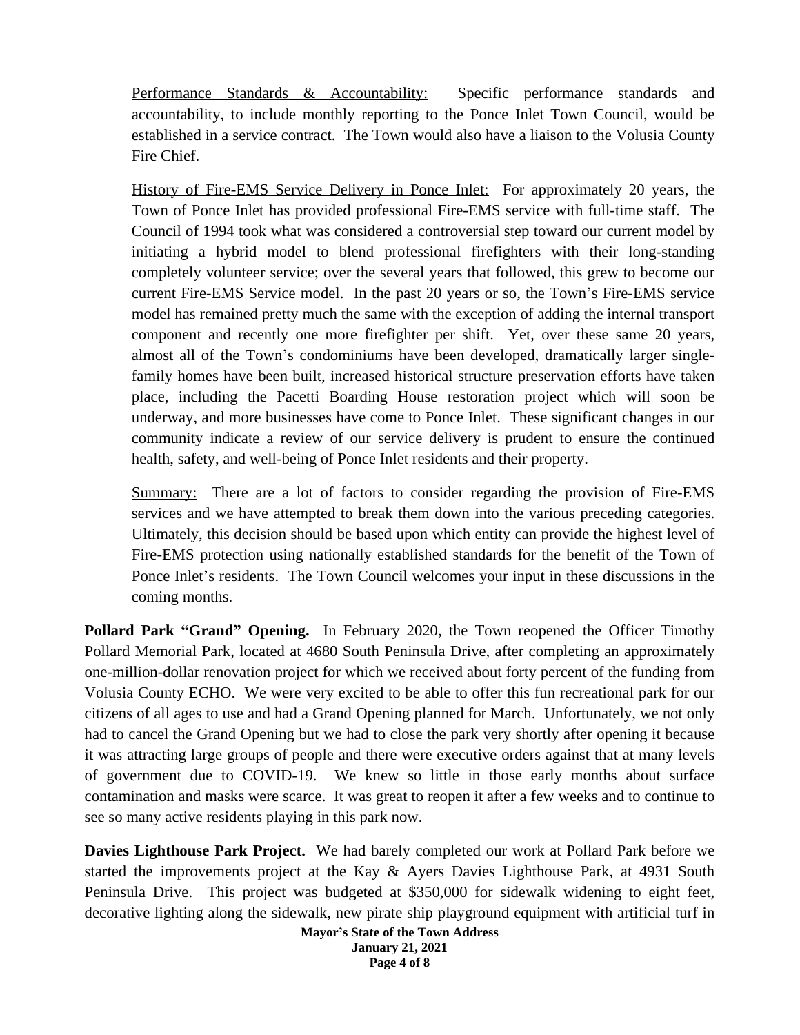Performance Standards & Accountability: Specific performance standards and accountability, to include monthly reporting to the Ponce Inlet Town Council, would be established in a service contract. The Town would also have a liaison to the Volusia County Fire Chief.

History of Fire-EMS Service Delivery in Ponce Inlet: For approximately 20 years, the Town of Ponce Inlet has provided professional Fire-EMS service with full-time staff. The Council of 1994 took what was considered a controversial step toward our current model by initiating a hybrid model to blend professional firefighters with their long-standing completely volunteer service; over the several years that followed, this grew to become our current Fire-EMS Service model. In the past 20 years or so, the Town's Fire-EMS service model has remained pretty much the same with the exception of adding the internal transport component and recently one more firefighter per shift. Yet, over these same 20 years, almost all of the Town's condominiums have been developed, dramatically larger single-family homes have been built, increased historical structure preservation efforts have taken place, including the Pacetti Boarding House restoration project which will soon be underway, and more businesses have come to Ponce Inlet. These significant changes in our community indicate a review of our service delivery is prudent to ensure the continued health, safety, and well-being of Ponce Inlet residents and their property.

Summary: There are a lot of factors to consider regarding the provision of Fire-EMS services and we have attempted to break them down into the various preceding categories. Ultimately, this decision should be based upon which entity can provide the highest level of Fire-EMS protection using nationally established standards for the benefit of the Town of Ponce Inlet's residents. The Town Council welcomes your input in these discussions in the coming months.

**Pollard Park "Grand" Opening.** In February 2020, the Town reopened the Officer Timothy Pollard Memorial Park, located at 4680 South Peninsula Drive, after completing an approximately one-million-dollar renovation project for which we received about forty percent of the funding from Volusia County ECHO. We were very excited to be able to offer this fun recreational park for our citizens of all ages to use and had a Grand Opening planned for March. Unfortunately, we not only had to cancel the Grand Opening but we had to close the park very shortly after opening it because it was attracting large groups of people and there were executive orders against that at many levels of government due to COVID-19. We knew so little in those early months about surface contamination and masks were scarce. It was great to reopen it after a few weeks and to continue to see so many active residents playing in this park now.

**Davies Lighthouse Park Project.** We had barely completed our work at Pollard Park before we started the improvements project at the Kay & Ayers Davies Lighthouse Park, at 4931 South Peninsula Drive. This project was budgeted at $350,000 for sidewalk widening to eight feet, decorative lighting along the sidewalk, new pirate ship playground equipment with artificial turf in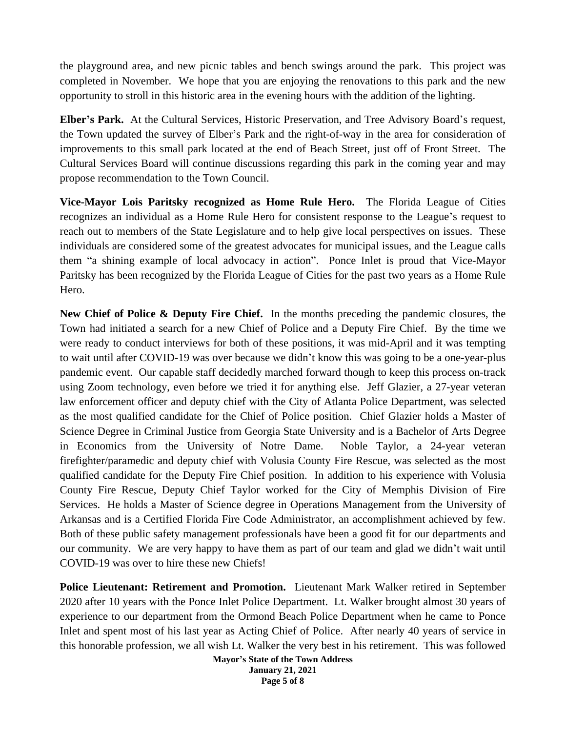the playground area, and new picnic tables and bench swings around the park. This project was completed in November. We hope that you are enjoying the renovations to this park and the new opportunity to stroll in this historic area in the evening hours with the addition of the lighting.

**Elber's Park.** At the Cultural Services, Historic Preservation, and Tree Advisory Board's request, the Town updated the survey of Elber's Park and the right-of-way in the area for consideration of improvements to this small park located at the end of Beach Street, just off of Front Street. The Cultural Services Board will continue discussions regarding this park in the coming year and may propose recommendation to the Town Council.

**Vice-Mayor Lois Paritsky recognized as Home Rule Hero.** The Florida League of Cities recognizes an individual as a Home Rule Hero for consistent response to the League's request to reach out to members of the State Legislature and to help give local perspectives on issues. These individuals are considered some of the greatest advocates for municipal issues, and the League calls them "a shining example of local advocacy in action". Ponce Inlet is proud that Vice-Mayor Paritsky has been recognized by the Florida League of Cities for the past two years as a Home Rule Hero.

**New Chief of Police & Deputy Fire Chief.** In the months preceding the pandemic closures, the Town had initiated a search for a new Chief of Police and a Deputy Fire Chief. By the time we were ready to conduct interviews for both of these positions, it was mid-April and it was tempting to wait until after COVID-19 was over because we didn't know this was going to be a one-year-plus pandemic event. Our capable staff decidedly marched forward though to keep this process on-track using Zoom technology, even before we tried it for anything else. Jeff Glazier, a 27-year veteran law enforcement officer and deputy chief with the City of Atlanta Police Department, was selected as the most qualified candidate for the Chief of Police position. Chief Glazier holds a Master of Science Degree in Criminal Justice from Georgia State University and is a Bachelor of Arts Degree in Economics from the University of Notre Dame. Noble Taylor, a 24-year veteran firefighter/paramedic and deputy chief with Volusia County Fire Rescue, was selected as the most qualified candidate for the Deputy Fire Chief position. In addition to his experience with Volusia County Fire Rescue, Deputy Chief Taylor worked for the City of Memphis Division of Fire Services. He holds a Master of Science degree in Operations Management from the University of Arkansas and is a Certified Florida Fire Code Administrator, an accomplishment achieved by few. Both of these public safety management professionals have been a good fit for our departments and our community. We are very happy to have them as part of our team and glad we didn't wait until COVID-19 was over to hire these new Chiefs!

**Police Lieutenant: Retirement and Promotion.** Lieutenant Mark Walker retired in September 2020 after 10 years with the Ponce Inlet Police Department. Lt. Walker brought almost 30 years of experience to our department from the Ormond Beach Police Department when he came to Ponce Inlet and spent most of his last year as Acting Chief of Police. After nearly 40 years of service in this honorable profession, we all wish Lt. Walker the very best in his retirement. This was followed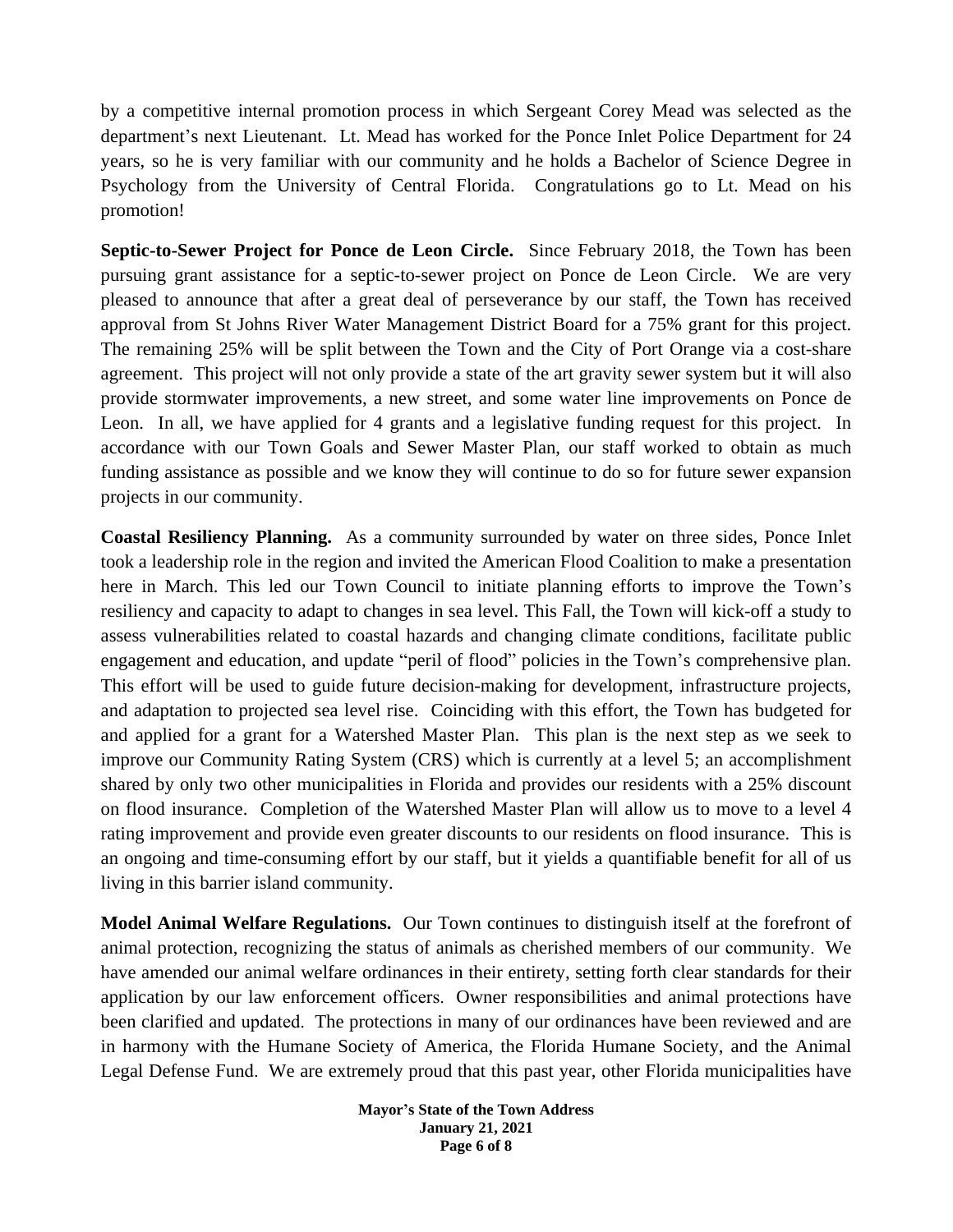by a competitive internal promotion process in which Sergeant Corey Mead was selected as the department's next Lieutenant. Lt. Mead has worked for the Ponce Inlet Police Department for 24 years, so he is very familiar with our community and he holds a Bachelor of Science Degree in Psychology from the University of Central Florida. Congratulations go to Lt. Mead on his promotion!

**Septic-to-Sewer Project for Ponce de Leon Circle.** Since February 2018, the Town has been pursuing grant assistance for a septic-to-sewer project on Ponce de Leon Circle. We are very pleased to announce that after a great deal of perseverance by our staff, the Town has received approval from St Johns River Water Management District Board for a 75% grant for this project. The remaining 25% will be split between the Town and the City of Port Orange via a cost-share agreement. This project will not only provide a state of the art gravity sewer system but it will also provide stormwater improvements, a new street, and some water line improvements on Ponce de Leon. In all, we have applied for 4 grants and a legislative funding request for this project. In accordance with our Town Goals and Sewer Master Plan, our staff worked to obtain as much funding assistance as possible and we know they will continue to do so for future sewer expansion projects in our community.

**Coastal Resiliency Planning.** As a community surrounded by water on three sides, Ponce Inlet took a leadership role in the region and invited the American Flood Coalition to make a presentation here in March. This led our Town Council to initiate planning efforts to improve the Town's resiliency and capacity to adapt to changes in sea level. This Fall, the Town will kick-off a study to assess vulnerabilities related to coastal hazards and changing climate conditions, facilitate public engagement and education, and update "peril of flood" policies in the Town's comprehensive plan. This effort will be used to guide future decision-making for development, infrastructure projects, and adaptation to projected sea level rise. Coinciding with this effort, the Town has budgeted for and applied for a grant for a Watershed Master Plan. This plan is the next step as we seek to improve our Community Rating System (CRS) which is currently at a level 5; an accomplishment shared by only two other municipalities in Florida and provides our residents with a 25% discount on flood insurance. Completion of the Watershed Master Plan will allow us to move to a level 4 rating improvement and provide even greater discounts to our residents on flood insurance. This is an ongoing and time-consuming effort by our staff, but it yields a quantifiable benefit for all of us living in this barrier island community.

**Model Animal Welfare Regulations.** Our Town continues to distinguish itself at the forefront of animal protection, recognizing the status of animals as cherished members of our community. We have amended our animal welfare ordinances in their entirety, setting forth clear standards for their application by our law enforcement officers. Owner responsibilities and animal protections have been clarified and updated. The protections in many of our ordinances have been reviewed and are in harmony with the Humane Society of America, the Florida Humane Society, and the Animal Legal Defense Fund. We are extremely proud that this past year, other Florida municipalities have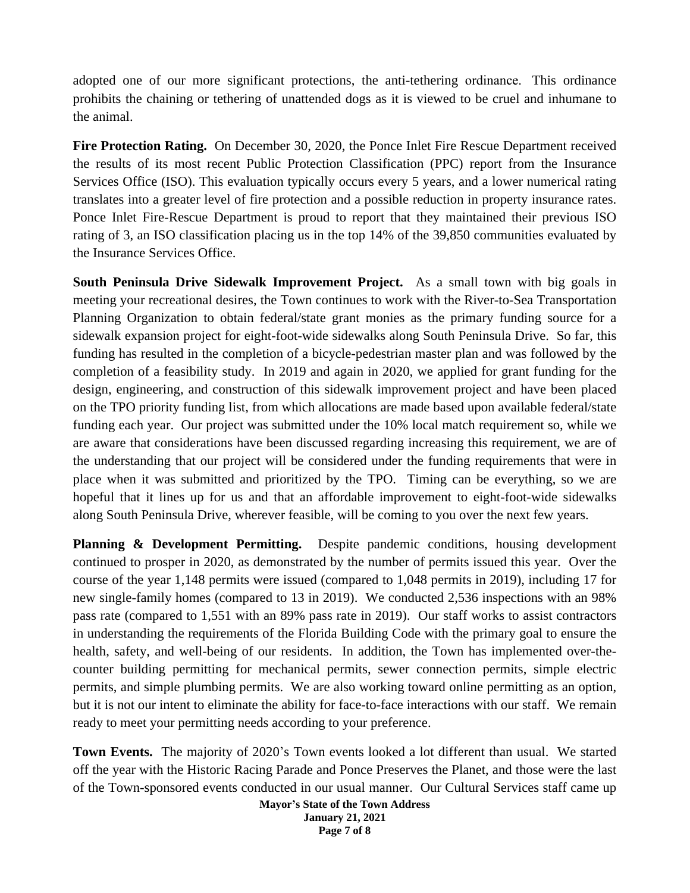adopted one of our more significant protections, the anti-tethering ordinance. This ordinance prohibits the chaining or tethering of unattended dogs as it is viewed to be cruel and inhumane to the animal.

**Fire Protection Rating.** On December 30, 2020, the Ponce Inlet Fire Rescue Department received the results of its most recent Public Protection Classification (PPC) report from the Insurance Services Office (ISO). This evaluation typically occurs every 5 years, and a lower numerical rating translates into a greater level of fire protection and a possible reduction in property insurance rates. Ponce Inlet Fire-Rescue Department is proud to report that they maintained their previous ISO rating of 3, an ISO classification placing us in the top 14% of the 39,850 communities evaluated by the Insurance Services Office.

**South Peninsula Drive Sidewalk Improvement Project.** As a small town with big goals in meeting your recreational desires, the Town continues to work with the River-to-Sea Transportation Planning Organization to obtain federal/state grant monies as the primary funding source for a sidewalk expansion project for eight-foot-wide sidewalks along South Peninsula Drive. So far, this funding has resulted in the completion of a bicycle-pedestrian master plan and was followed by the completion of a feasibility study. In 2019 and again in 2020, we applied for grant funding for the design, engineering, and construction of this sidewalk improvement project and have been placed on the TPO priority funding list, from which allocations are made based upon available federal/state funding each year. Our project was submitted under the 10% local match requirement so, while we are aware that considerations have been discussed regarding increasing this requirement, we are of the understanding that our project will be considered under the funding requirements that were in place when it was submitted and prioritized by the TPO. Timing can be everything, so we are hopeful that it lines up for us and that an affordable improvement to eight-foot-wide sidewalks along South Peninsula Drive, wherever feasible, will be coming to you over the next few years.

**Planning & Development Permitting.** Despite pandemic conditions, housing development continued to prosper in 2020, as demonstrated by the number of permits issued this year. Over the course of the year 1,148 permits were issued (compared to 1,048 permits in 2019), including 17 for new single-family homes (compared to 13 in 2019). We conducted 2,536 inspections with an 98% pass rate (compared to 1,551 with an 89% pass rate in 2019). Our staff works to assist contractors in understanding the requirements of the Florida Building Code with the primary goal to ensure the health, safety, and well-being of our residents. In addition, the Town has implemented over-the-counter building permitting for mechanical permits, sewer connection permits, simple electric permits, and simple plumbing permits. We are also working toward online permitting as an option, but it is not our intent to eliminate the ability for face-to-face interactions with our staff. We remain ready to meet your permitting needs according to your preference.

**Town Events.** The majority of 2020's Town events looked a lot different than usual. We started off the year with the Historic Racing Parade and Ponce Preserves the Planet, and those were the last of the Town-sponsored events conducted in our usual manner. Our Cultural Services staff came up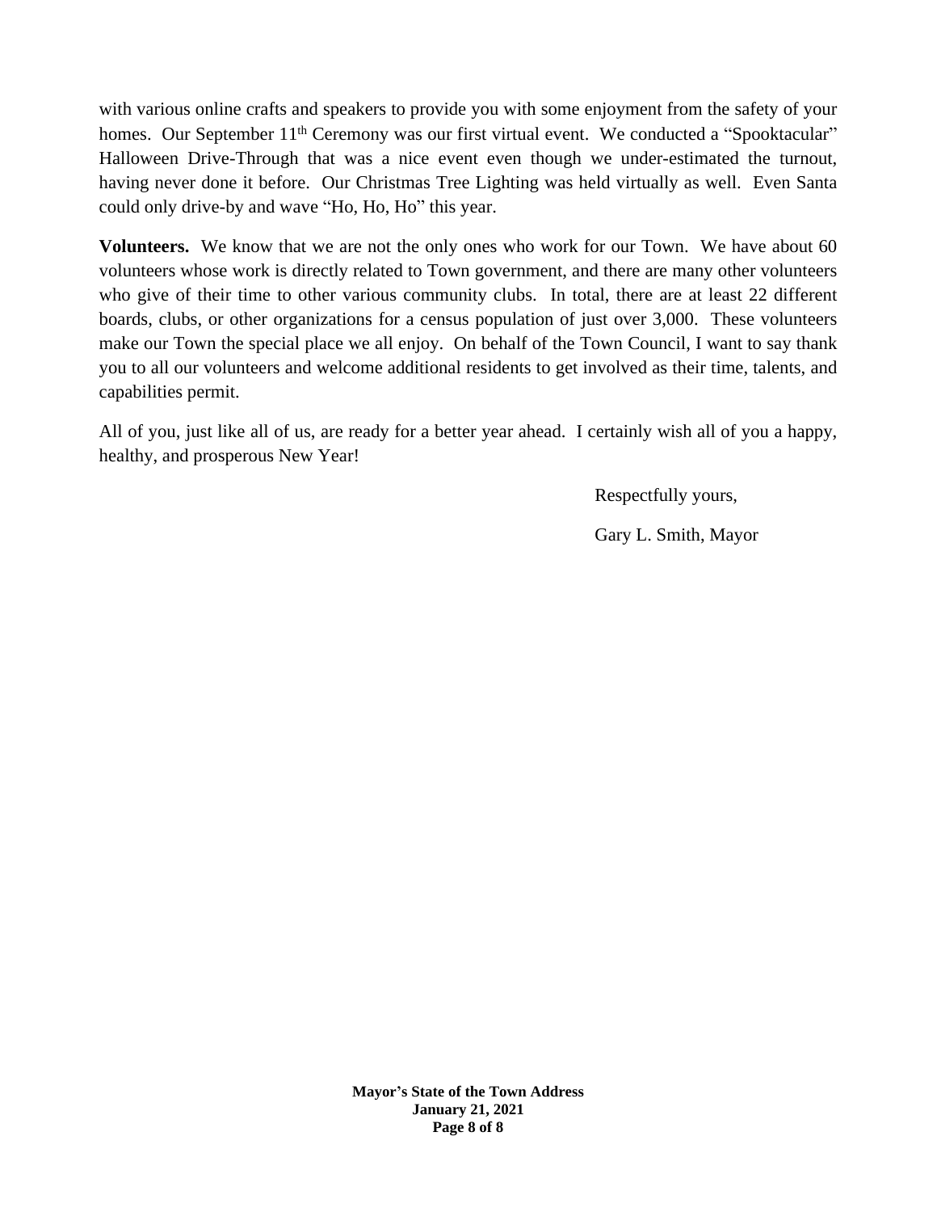with various online crafts and speakers to provide you with some enjoyment from the safety of your homes. Our September 11th Ceremony was our first virtual event. We conducted a "Spooktacular" Halloween Drive-Through that was a nice event even though we under-estimated the turnout, having never done it before. Our Christmas Tree Lighting was held virtually as well. Even Santa could only drive-by and wave "Ho, Ho, Ho" this year.

**Volunteers.** We know that we are not the only ones who work for our Town. We have about 60 volunteers whose work is directly related to Town government, and there are many other volunteers who give of their time to other various community clubs. In total, there are at least 22 different boards, clubs, or other organizations for a census population of just over 3,000. These volunteers make our Town the special place we all enjoy. On behalf of the Town Council, I want to say thank you to all our volunteers and welcome additional residents to get involved as their time, talents, and capabilities permit.

All of you, just like all of us, are ready for a better year ahead. I certainly wish all of you a happy, healthy, and prosperous New Year!

Respectfully yours,

Gary L. Smith, Mayor